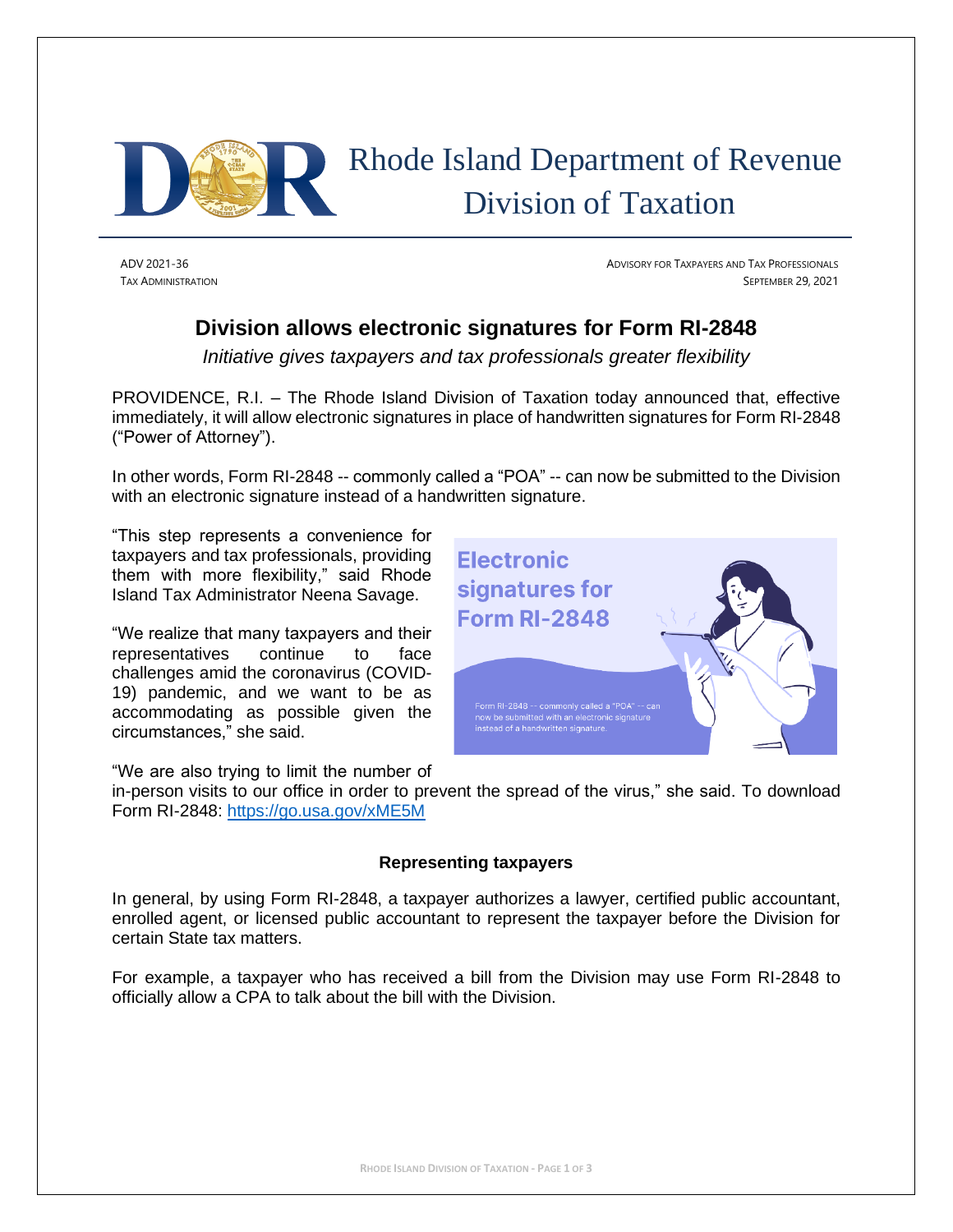# Rhode Island Department of Revenue
## Division of Taxation

ADV 2021-36
TAX ADMINISTRATION

ADVISORY FOR TAXPAYERS AND TAX PROFESSIONALS
SEPTEMBER 29, 2021

## Division allows electronic signatures for Form RI-2848

*Initiative gives taxpayers and tax professionals greater flexibility*

PROVIDENCE, R.I. – The Rhode Island Division of Taxation today announced that, effective immediately, it will allow electronic signatures in place of handwritten signatures for Form RI-2848 ("Power of Attorney").

In other words, Form RI-2848 -- commonly called a "POA" -- can now be submitted to the Division with an electronic signature instead of a handwritten signature.

"This step represents a convenience for taxpayers and tax professionals, providing them with more flexibility," said Rhode Island Tax Administrator Neena Savage.

"We realize that many taxpayers and their representatives continue to face challenges amid the coronavirus (COVID-19) pandemic, and we want to be as accommodating as possible given the circumstances," she said.

"We are also trying to limit the number of in-person visits to our office in order to prevent the spread of the virus," she said. To download Form RI-2848: https://go.usa.gov/xME5M

### Representing taxpayers

In general, by using Form RI-2848, a taxpayer authorizes a lawyer, certified public accountant, enrolled agent, or licensed public accountant to represent the taxpayer before the Division for certain State tax matters.

For example, a taxpayer who has received a bill from the Division may use Form RI-2848 to officially allow a CPA to talk about the bill with the Division.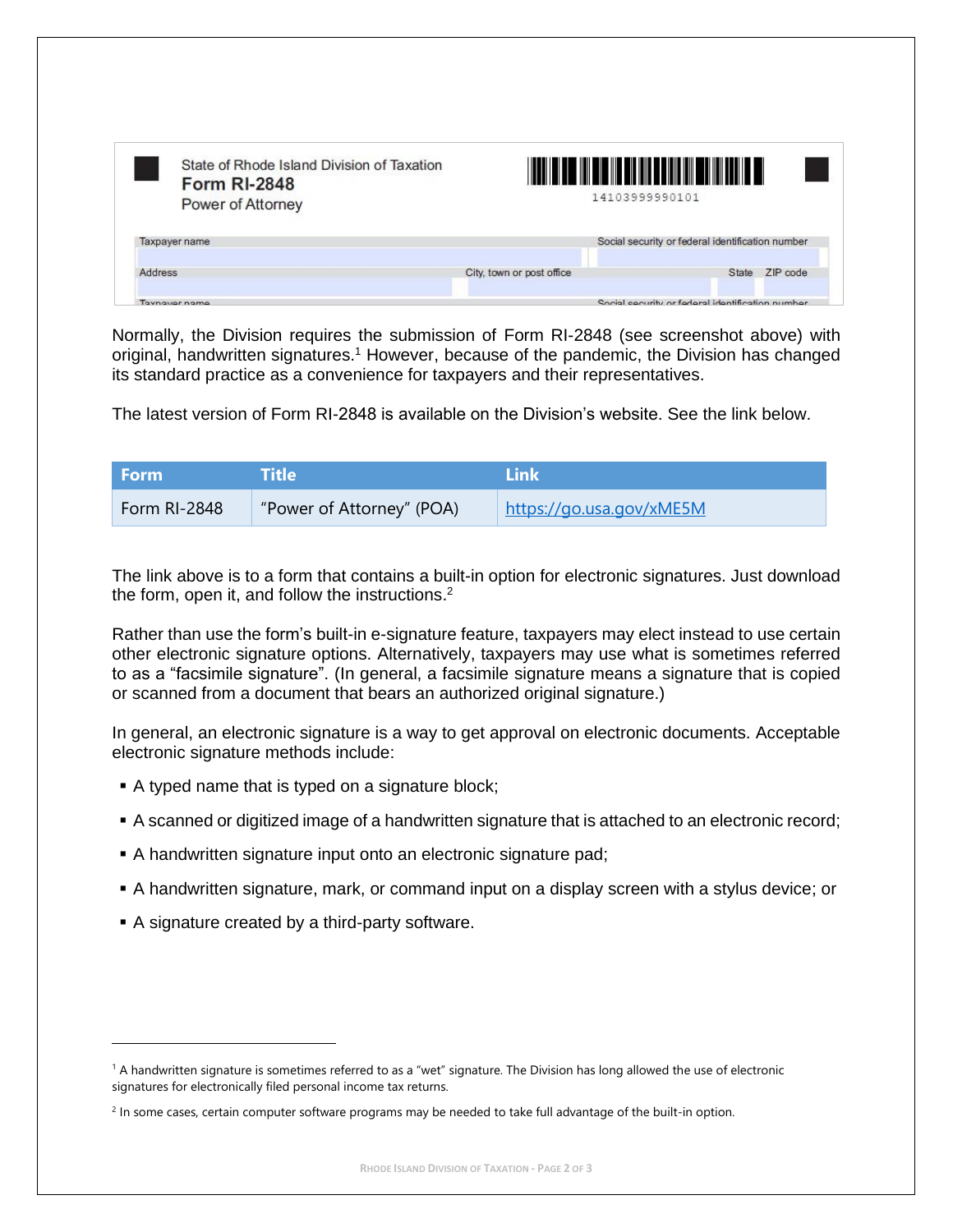State of Rhode Island Division of Taxation
**Form RI-2848**
Power of Attorney

14103999990101

| Taxpayer name | | | Social security or federal identification number |
|---|---|---|---|
| Address | City, town or post office | State | ZIP code |

Normally, the Division requires the submission of Form RI-2848 (see screenshot above) with original, handwritten signatures.[1] However, because of the pandemic, the Division has changed its standard practice as a convenience for taxpayers and their representatives.

The latest version of Form RI-2848 is available on the Division's website. See the link below.

| Form | Title | Link |
|---|---|---|
| Form RI-2848 | "Power of Attorney" (POA) | https://go.usa.gov/xME5M |

The link above is to a form that contains a built-in option for electronic signatures. Just download the form, open it, and follow the instructions.[2]

Rather than use the form's built-in e-signature feature, taxpayers may elect instead to use certain other electronic signature options. Alternatively, taxpayers may use what is sometimes referred to as a "facsimile signature". (In general, a facsimile signature means a signature that is copied or scanned from a document that bears an authorized original signature.)

In general, an electronic signature is a way to get approval on electronic documents. Acceptable electronic signature methods include:

- A typed name that is typed on a signature block;
- A scanned or digitized image of a handwritten signature that is attached to an electronic record;
- A handwritten signature input onto an electronic signature pad;
- A handwritten signature, mark, or command input on a display screen with a stylus device; or
- A signature created by a third-party software.

---

[1] A handwritten signature is sometimes referred to as a "wet" signature. The Division has long allowed the use of electronic signatures for electronically filed personal income tax returns.

[2] In some cases, certain computer software programs may be needed to take full advantage of the built-in option.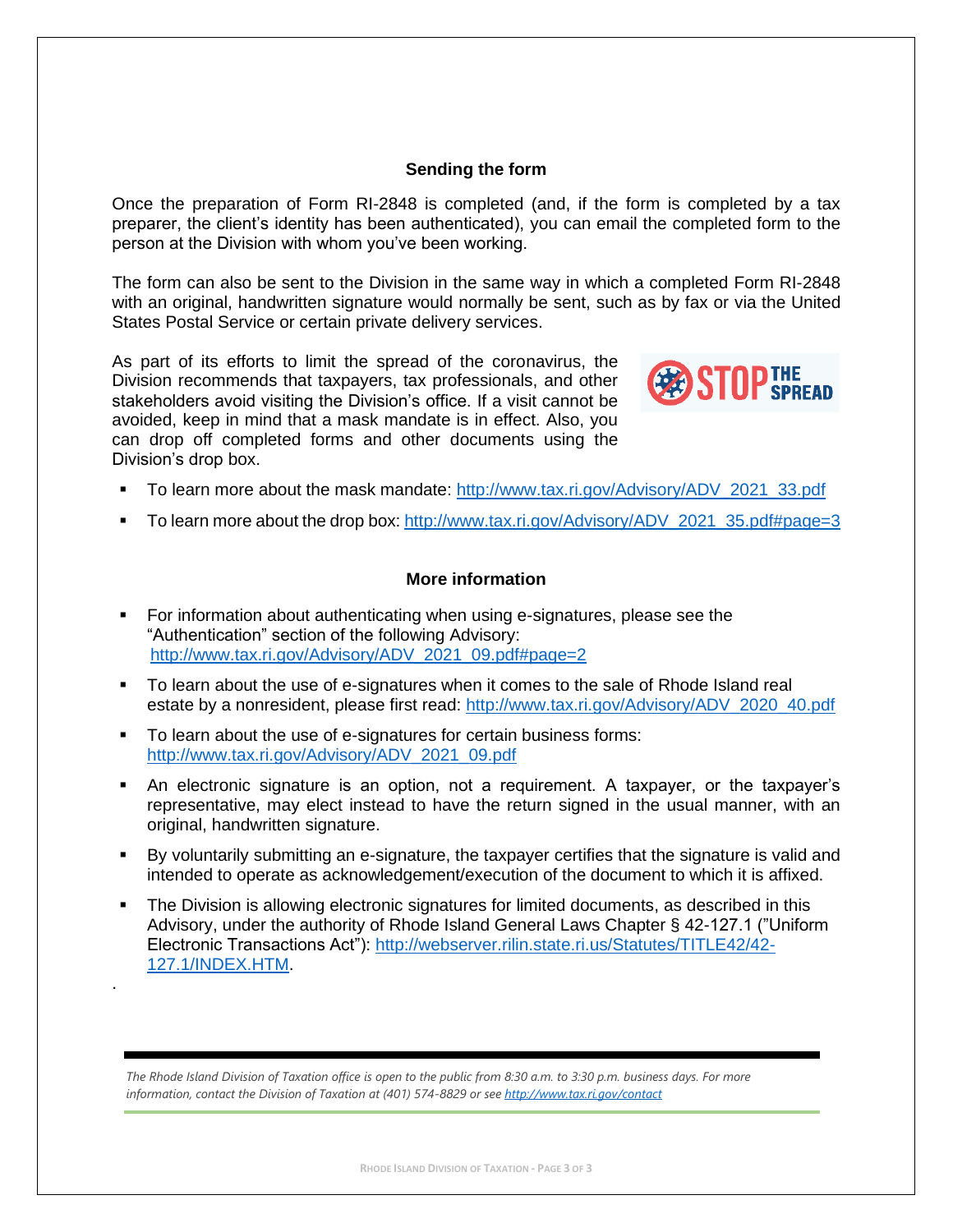## Sending the form

Once the preparation of Form RI-2848 is completed (and, if the form is completed by a tax preparer, the client's identity has been authenticated), you can email the completed form to the person at the Division with whom you've been working.

The form can also be sent to the Division in the same way in which a completed Form RI-2848 with an original, handwritten signature would normally be sent, such as by fax or via the United States Postal Service or certain private delivery services.

As part of its efforts to limit the spread of the coronavirus, the Division recommends that taxpayers, tax professionals, and other stakeholders avoid visiting the Division's office. If a visit cannot be avoided, keep in mind that a mask mandate is in effect. Also, you can drop off completed forms and other documents using the Division's drop box.

- To learn more about the mask mandate: http://www.tax.ri.gov/Advisory/ADV_2021_33.pdf
- To learn more about the drop box: http://www.tax.ri.gov/Advisory/ADV_2021_35.pdf#page=3

## More information

- For information about authenticating when using e-signatures, please see the "Authentication" section of the following Advisory: http://www.tax.ri.gov/Advisory/ADV_2021_09.pdf#page=2
- To learn about the use of e-signatures when it comes to the sale of Rhode Island real estate by a nonresident, please first read: http://www.tax.ri.gov/Advisory/ADV_2020_40.pdf
- To learn about the use of e-signatures for certain business forms: http://www.tax.ri.gov/Advisory/ADV_2021_09.pdf
- An electronic signature is an option, not a requirement. A taxpayer, or the taxpayer's representative, may elect instead to have the return signed in the usual manner, with an original, handwritten signature.
- By voluntarily submitting an e-signature, the taxpayer certifies that the signature is valid and intended to operate as acknowledgement/execution of the document to which it is affixed.
- The Division is allowing electronic signatures for limited documents, as described in this Advisory, under the authority of Rhode Island General Laws Chapter § 42-127.1 ("Uniform Electronic Transactions Act"): http://webserver.rilin.state.ri.us/Statutes/TITLE42/42-127.1/INDEX.HTM.

*The Rhode Island Division of Taxation office is open to the public from 8:30 a.m. to 3:30 p.m. business days. For more information, contact the Division of Taxation at (401) 574-8829 or see http://www.tax.ri.gov/contact*